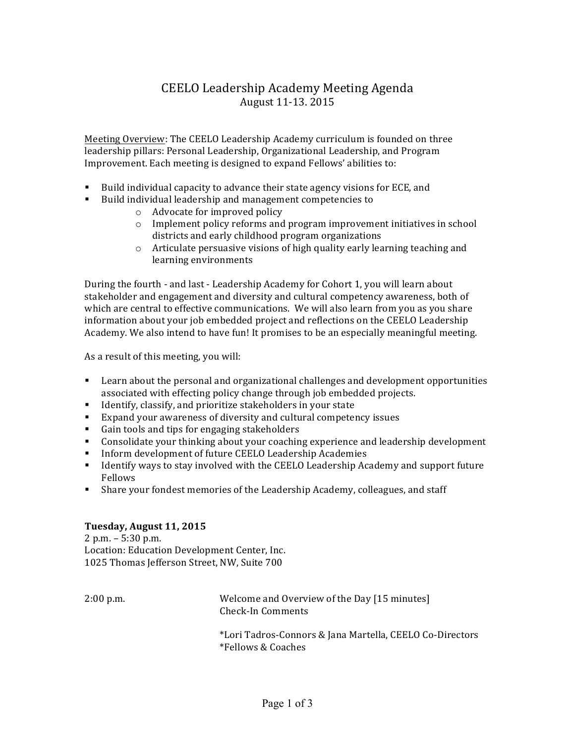# CEELO Leadership Academy Meeting Agenda

August 11-13. 2015

<u>Meeting Overview</u>: The CEELO Leadership Academy curriculum is founded on three leadership pillars: Personal Leadership, Organizational Leadership, and Program Improvement. Each meeting is designed to expand Fellows' abilities to:

- Build individual capacity to advance their state agency visions for ECE, and
- Build individual leadership and management competencies to
  - Advocate for improved policy
  - Implement policy reforms and program improvement initiatives in school districts and early childhood program organizations
  - Articulate persuasive visions of high quality early learning teaching and learning environments

During the fourth - and last - Leadership Academy for Cohort 1, you will learn about stakeholder and engagement and diversity and cultural competency awareness, both of which are central to effective communications. We will also learn from you as you share information about your job embedded project and reflections on the CEELO Leadership Academy. We also intend to have fun! It promises to be an especially meaningful meeting.

As a result of this meeting, you will:

- Learn about the personal and organizational challenges and development opportunities associated with effecting policy change through job embedded projects.
- Identify, classify, and prioritize stakeholders in your state
- Expand your awareness of diversity and cultural competency issues
- Gain tools and tips for engaging stakeholders
- Consolidate your thinking about your coaching experience and leadership development
- Inform development of future CEELO Leadership Academies
- Identify ways to stay involved with the CEELO Leadership Academy and support future Fellows
- Share your fondest memories of the Leadership Academy, colleagues, and staff

**Tuesday, August 11, 2015**

2 p.m. – 5:30 p.m.

Location: Education Development Center, Inc.

1025 Thomas Jefferson Street, NW, Suite 700

| | |
|---|---|
| 2:00 p.m. | Welcome and Overview of the Day [15 minutes]<br>Check-In Comments<br><br>*Lori Tadros-Connors & Jana Martella, CEELO Co-Directors<br>*Fellows & Coaches |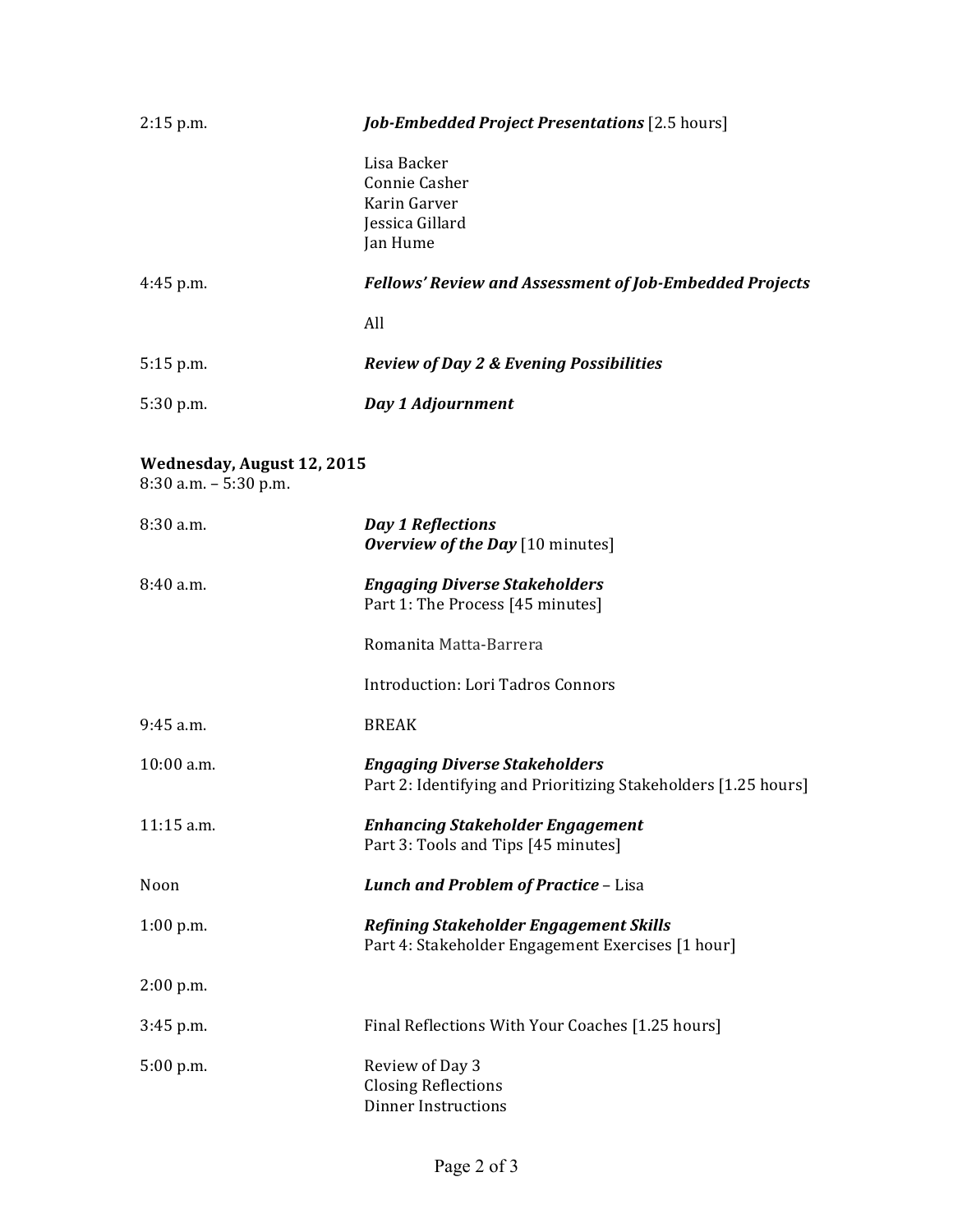| | |
|---|---|
| 2:15 p.m. | ***Job-Embedded Project Presentations*** [2.5 hours]<br><br>Lisa Backer<br>Connie Casher<br>Karin Garver<br>Jessica Gillard<br>Jan Hume |
| 4:45 p.m. | ***Fellows' Review and Assessment of Job-Embedded Projects***<br><br>All |
| 5:15 p.m. | ***Review of Day 2 & Evening Possibilities*** |
| 5:30 p.m. | ***Day 1 Adjournment*** |

**Wednesday, August 12, 2015**
8:30 a.m. – 5:30 p.m.

| | |
|---|---|
| 8:30 a.m. | ***Day 1 Reflections***<br>***Overview of the Day*** [10 minutes] |
| 8:40 a.m. | ***Engaging Diverse Stakeholders***<br>Part 1: The Process [45 minutes]<br><br>Romanita Matta-Barrera<br><br>Introduction: Lori Tadros Connors |
| 9:45 a.m. | BREAK |
| 10:00 a.m. | ***Engaging Diverse Stakeholders***<br>Part 2: Identifying and Prioritizing Stakeholders [1.25 hours] |
| 11:15 a.m. | ***Enhancing Stakeholder Engagement***<br>Part 3: Tools and Tips [45 minutes] |
| Noon | ***Lunch and Problem of Practice*** – Lisa |
| 1:00 p.m. | ***Refining Stakeholder Engagement Skills***<br>Part 4: Stakeholder Engagement Exercises [1 hour] |
| 2:00 p.m. | |
| 3:45 p.m. | Final Reflections With Your Coaches [1.25 hours] |
| 5:00 p.m. | Review of Day 3<br>Closing Reflections<br>Dinner Instructions |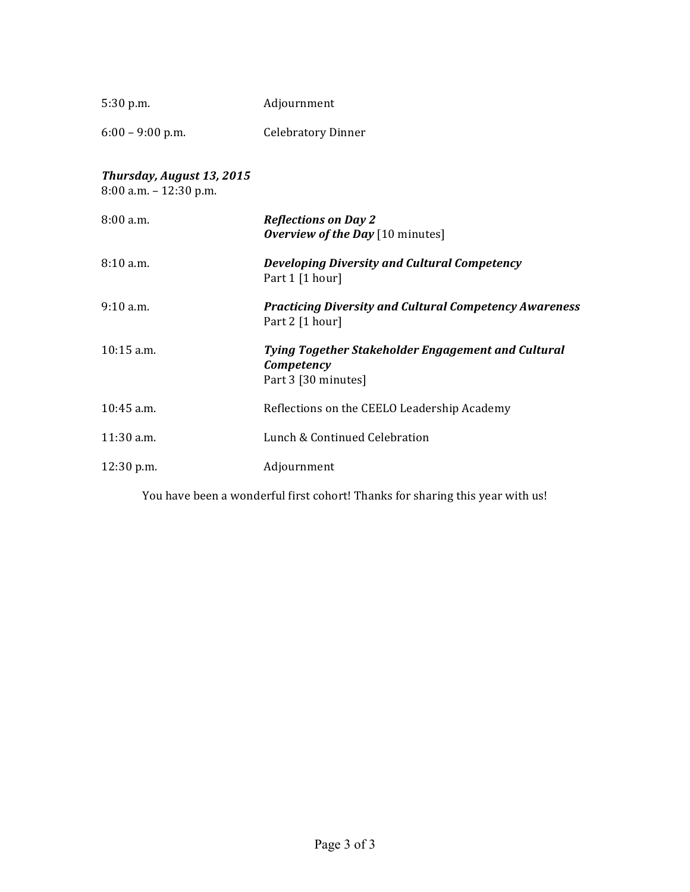| | |
|---|---|
| 5:30 p.m. | Adjournment |
| 6:00 – 9:00 p.m. | Celebratory Dinner |

***Thursday, August 13, 2015***
8:00 a.m. – 12:30 p.m.

| | |
|---|---|
| 8:00 a.m. | ***Reflections on Day 2*** <br> ***Overview of the Day*** [10 minutes] |
| 8:10 a.m. | ***Developing Diversity and Cultural Competency*** <br> Part 1 [1 hour] |
| 9:10 a.m. | ***Practicing Diversity and Cultural Competency Awareness*** <br> Part 2 [1 hour] |
| 10:15 a.m. | ***Tying Together Stakeholder Engagement and Cultural Competency*** <br> Part 3 [30 minutes] |
| 10:45 a.m. | Reflections on the CEELO Leadership Academy |
| 11:30 a.m. | Lunch & Continued Celebration |
| 12:30 p.m. | Adjournment |

You have been a wonderful first cohort! Thanks for sharing this year with us!